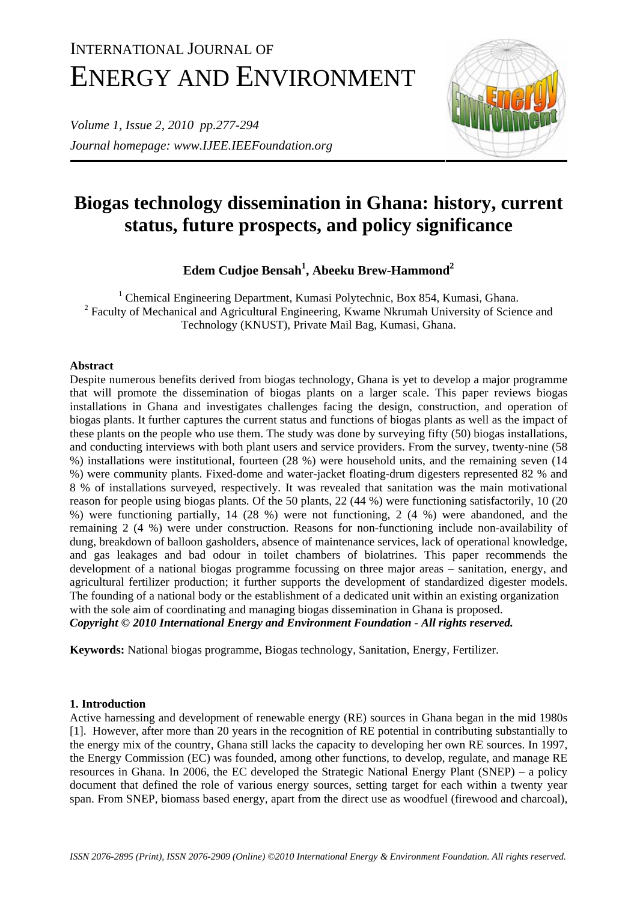# INTERNATIONAL JOURNAL OF ENERGY AND ENVIRONMENT

*Journal homepage: www.IJEE.IEEFoundation.org*

# Biogas technology dissemination in Ghana: history, current status, future prospects, and policy significance

**Edem Cudjoe Bensah[1], Abeeku Brew-Hammond[2]**

[1] Chemical Engineering Department, Kumasi Polytechnic, Box 854, Kumasi, Ghana.
[2] Faculty of Mechanical and Agricultural Engineering, Kwame Nkrumah University of Science and Technology (KNUST), Private Mail Bag, Kumasi, Ghana.

## Abstract

Despite numerous benefits derived from biogas technology, Ghana is yet to develop a major programme that will promote the dissemination of biogas plants on a larger scale. This paper reviews biogas installations in Ghana and investigates challenges facing the design, construction, and operation of biogas plants. It further captures the current status and functions of biogas plants as well as the impact of these plants on the people who use them. The study was done by surveying fifty (50) biogas installations, and conducting interviews with both plant users and service providers. From the survey, twenty-nine (58 %) installations were institutional, fourteen (28 %) were household units, and the remaining seven (14 %) were community plants. Fixed-dome and water-jacket floating-drum digesters represented 82 % and 8 % of installations surveyed, respectively. It was revealed that sanitation was the main motivational reason for people using biogas plants. Of the 50 plants, 22 (44 %) were functioning satisfactorily, 10 (20 %) were functioning partially, 14 (28 %) were not functioning, 2 (4 %) were abandoned, and the remaining 2 (4 %) were under construction. Reasons for non-functioning include non-availability of dung, breakdown of balloon gasholders, absence of maintenance services, lack of operational knowledge, and gas leakages and bad odour in toilet chambers of biolatrines. This paper recommends the development of a national biogas programme focussing on three major areas – sanitation, energy, and agricultural fertilizer production; it further supports the development of standardized digester models. The founding of a national body or the establishment of a dedicated unit within an existing organization with the sole aim of coordinating and managing biogas dissemination in Ghana is proposed.
***Copyright © 2010 International Energy and Environment Foundation - All rights reserved.***

**Keywords:** National biogas programme, Biogas technology, Sanitation, Energy, Fertilizer.

## 1. Introduction

Active harnessing and development of renewable energy (RE) sources in Ghana began in the mid 1980s [1]. However, after more than 20 years in the recognition of RE potential in contributing substantially to the energy mix of the country, Ghana still lacks the capacity to developing her own RE sources. In 1997, the Energy Commission (EC) was founded, among other functions, to develop, regulate, and manage RE resources in Ghana. In 2006, the EC developed the Strategic National Energy Plant (SNEP) – a policy document that defined the role of various energy sources, setting target for each within a twenty year span. From SNEP, biomass based energy, apart from the direct use as woodfuel (firewood and charcoal),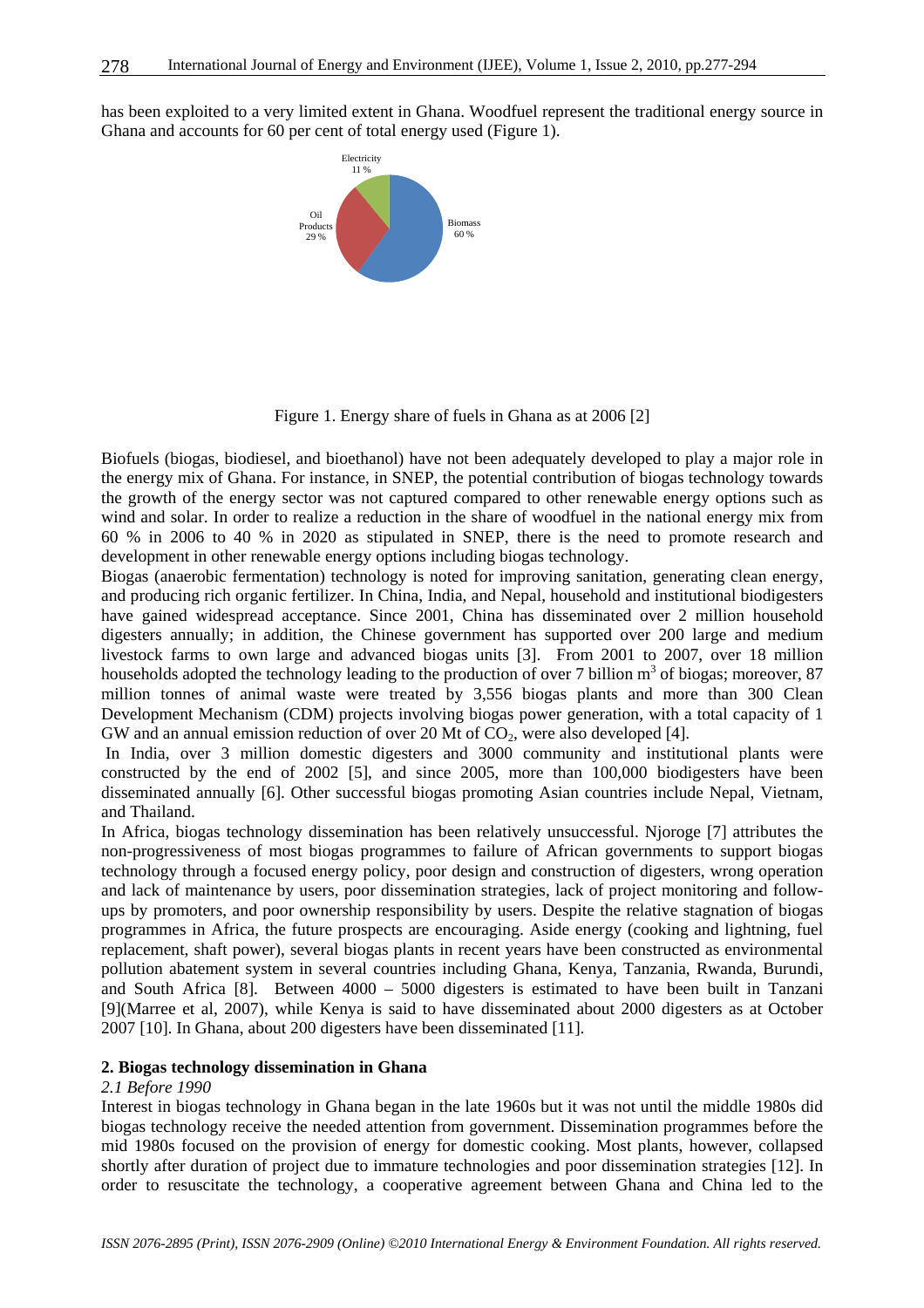has been exploited to a very limited extent in Ghana. Woodfuel represent the traditional energy source in Ghana and accounts for 60 per cent of total energy used (Figure 1).

Figure 1. Energy share of fuels in Ghana as at 2006 [2]

Biofuels (biogas, biodiesel, and bioethanol) have not been adequately developed to play a major role in the energy mix of Ghana. For instance, in SNEP, the potential contribution of biogas technology towards the growth of the energy sector was not captured compared to other renewable energy options such as wind and solar. In order to realize a reduction in the share of woodfuel in the national energy mix from 60 % in 2006 to 40 % in 2020 as stipulated in SNEP, there is the need to promote research and development in other renewable energy options including biogas technology.

Biogas (anaerobic fermentation) technology is noted for improving sanitation, generating clean energy, and producing rich organic fertilizer. In China, India, and Nepal, household and institutional biodigesters have gained widespread acceptance. Since 2001, China has disseminated over 2 million household digesters annually; in addition, the Chinese government has supported over 200 large and medium livestock farms to own large and advanced biogas units [3]. From 2001 to 2007, over 18 million households adopted the technology leading to the production of over 7 billion $m^3$ of biogas; moreover, 87 million tonnes of animal waste were treated by 3,556 biogas plants and more than 300 Clean Development Mechanism (CDM) projects involving biogas power generation, with a total capacity of 1 GW and an annual emission reduction of over 20 Mt of $CO_2$, were also developed [4].

In India, over 3 million domestic digesters and 3000 community and institutional plants were constructed by the end of 2002 [5], and since 2005, more than 100,000 biodigesters have been disseminated annually [6]. Other successful biogas promoting Asian countries include Nepal, Vietnam, and Thailand.

In Africa, biogas technology dissemination has been relatively unsuccessful. Njoroge [7] attributes the non-progressiveness of most biogas programmes to failure of African governments to support biogas technology through a focused energy policy, poor design and construction of digesters, wrong operation and lack of maintenance by users, poor dissemination strategies, lack of project monitoring and follow-ups by promoters, and poor ownership responsibility by users. Despite the relative stagnation of biogas programmes in Africa, the future prospects are encouraging. Aside energy (cooking and lightning, fuel replacement, shaft power), several biogas plants in recent years have been constructed as environmental pollution abatement system in several countries including Ghana, Kenya, Tanzania, Rwanda, Burundi, and South Africa [8]. Between 4000 – 5000 digesters is estimated to have been built in Tanzani [9](Marree et al, 2007), while Kenya is said to have disseminated about 2000 digesters as at October 2007 [10]. In Ghana, about 200 digesters have been disseminated [11].

## 2. Biogas technology dissemination in Ghana

### *2.1 Before 1990*

Interest in biogas technology in Ghana began in the late 1960s but it was not until the middle 1980s did biogas technology receive the needed attention from government. Dissemination programmes before the mid 1980s focused on the provision of energy for domestic cooking. Most plants, however, collapsed shortly after duration of project due to immature technologies and poor dissemination strategies [12]. In order to resuscitate the technology, a cooperative agreement between Ghana and China led to the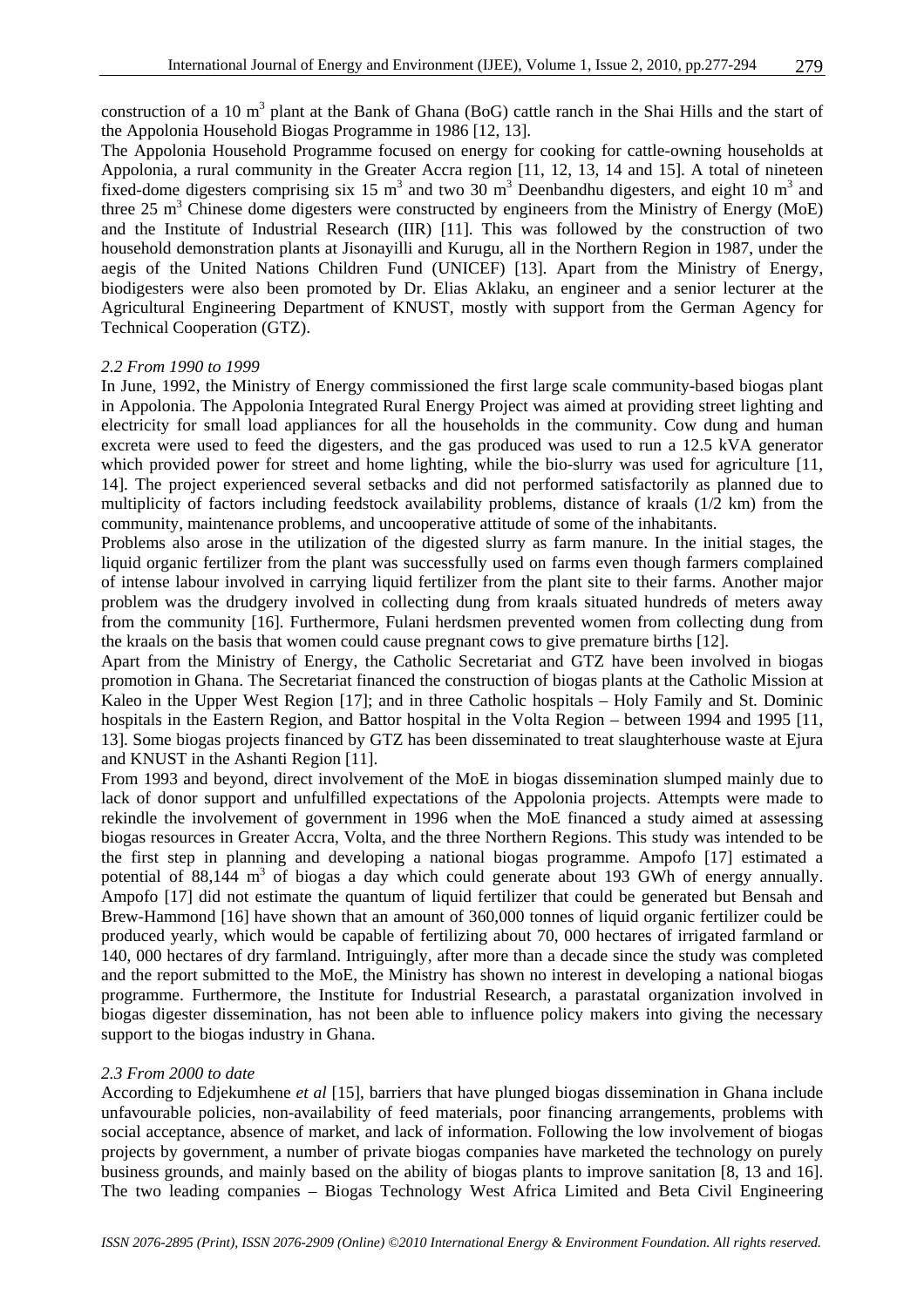construction of a 10 $m^3$ plant at the Bank of Ghana (BoG) cattle ranch in the Shai Hills and the start of the Appolonia Household Biogas Programme in 1986 [12, 13].

The Appolonia Household Programme focused on energy for cooking for cattle-owning households at Appolonia, a rural community in the Greater Accra region [11, 12, 13, 14 and 15]. A total of nineteen fixed-dome digesters comprising six 15 $m^3$ and two 30 $m^3$ Deenbandhu digesters, and eight 10 $m^3$ and three 25 $m^3$ Chinese dome digesters were constructed by engineers from the Ministry of Energy (MoE) and the Institute of Industrial Research (IIR) [11]. This was followed by the construction of two household demonstration plants at Jisonayilli and Kurugu, all in the Northern Region in 1987, under the aegis of the United Nations Children Fund (UNICEF) [13]. Apart from the Ministry of Energy, biodigesters were also been promoted by Dr. Elias Aklaku, an engineer and a senior lecturer at the Agricultural Engineering Department of KNUST, mostly with support from the German Agency for Technical Cooperation (GTZ).

### *2.2 From 1990 to 1999*

In June, 1992, the Ministry of Energy commissioned the first large scale community-based biogas plant in Appolonia. The Appolonia Integrated Rural Energy Project was aimed at providing street lighting and electricity for small load appliances for all the households in the community. Cow dung and human excreta were used to feed the digesters, and the gas produced was used to run a 12.5 kVA generator which provided power for street and home lighting, while the bio-slurry was used for agriculture [11, 14]. The project experienced several setbacks and did not performed satisfactorily as planned due to multiplicity of factors including feedstock availability problems, distance of kraals (1/2 km) from the community, maintenance problems, and uncooperative attitude of some of the inhabitants.

Problems also arose in the utilization of the digested slurry as farm manure. In the initial stages, the liquid organic fertilizer from the plant was successfully used on farms even though farmers complained of intense labour involved in carrying liquid fertilizer from the plant site to their farms. Another major problem was the drudgery involved in collecting dung from kraals situated hundreds of meters away from the community [16]. Furthermore, Fulani herdsmen prevented women from collecting dung from the kraals on the basis that women could cause pregnant cows to give premature births [12].

Apart from the Ministry of Energy, the Catholic Secretariat and GTZ have been involved in biogas promotion in Ghana. The Secretariat financed the construction of biogas plants at the Catholic Mission at Kaleo in the Upper West Region [17]; and in three Catholic hospitals – Holy Family and St. Dominic hospitals in the Eastern Region, and Battor hospital in the Volta Region – between 1994 and 1995 [11, 13]. Some biogas projects financed by GTZ has been disseminated to treat slaughterhouse waste at Ejura and KNUST in the Ashanti Region [11].

From 1993 and beyond, direct involvement of the MoE in biogas dissemination slumped mainly due to lack of donor support and unfulfilled expectations of the Appolonia projects. Attempts were made to rekindle the involvement of government in 1996 when the MoE financed a study aimed at assessing biogas resources in Greater Accra, Volta, and the three Northern Regions. This study was intended to be the first step in planning and developing a national biogas programme. Ampofo [17] estimated a potential of 88,144 $m^3$ of biogas a day which could generate about 193 GWh of energy annually. Ampofo [17] did not estimate the quantum of liquid fertilizer that could be generated but Bensah and Brew-Hammond [16] have shown that an amount of 360,000 tonnes of liquid organic fertilizer could be produced yearly, which would be capable of fertilizing about 70, 000 hectares of irrigated farmland or 140, 000 hectares of dry farmland. Intriguingly, after more than a decade since the study was completed and the report submitted to the MoE, the Ministry has shown no interest in developing a national biogas programme. Furthermore, the Institute for Industrial Research, a parastatal organization involved in biogas digester dissemination, has not been able to influence policy makers into giving the necessary support to the biogas industry in Ghana.

### *2.3 From 2000 to date*

According to Edjekumhene *et al* [15], barriers that have plunged biogas dissemination in Ghana include unfavourable policies, non-availability of feed materials, poor financing arrangements, problems with social acceptance, absence of market, and lack of information. Following the low involvement of biogas projects by government, a number of private biogas companies have marketed the technology on purely business grounds, and mainly based on the ability of biogas plants to improve sanitation [8, 13 and 16]. The two leading companies – Biogas Technology West Africa Limited and Beta Civil Engineering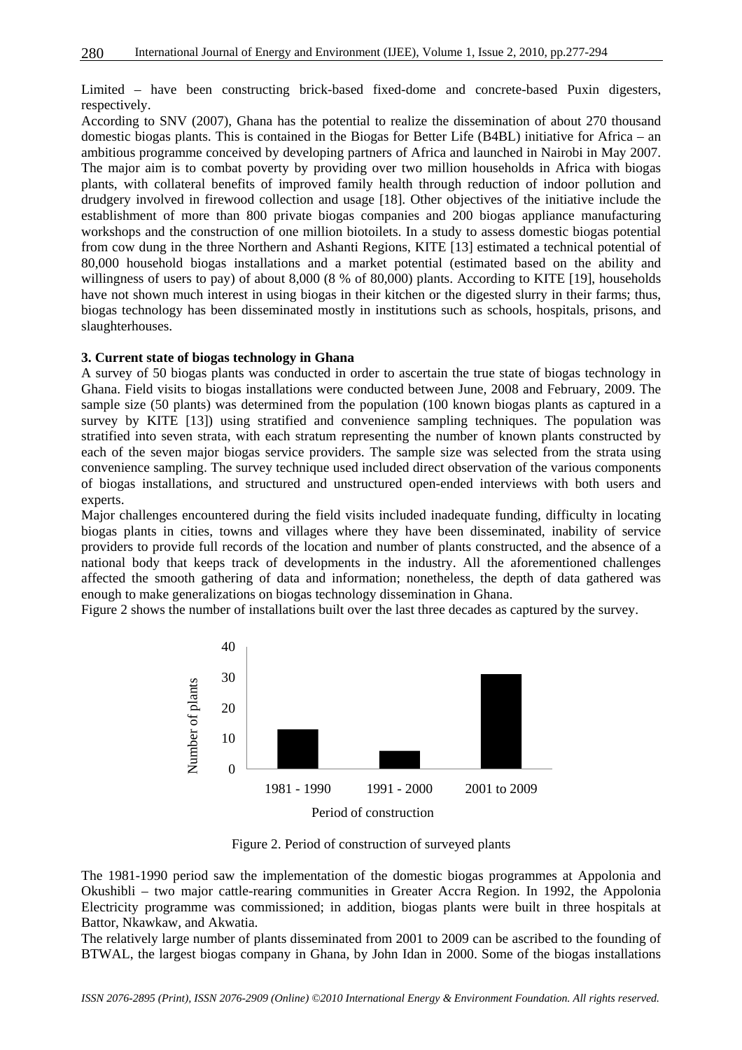Limited – have been constructing brick-based fixed-dome and concrete-based Puxin digesters, respectively.

According to SNV (2007), Ghana has the potential to realize the dissemination of about 270 thousand domestic biogas plants. This is contained in the Biogas for Better Life (B4BL) initiative for Africa – an ambitious programme conceived by developing partners of Africa and launched in Nairobi in May 2007. The major aim is to combat poverty by providing over two million households in Africa with biogas plants, with collateral benefits of improved family health through reduction of indoor pollution and drudgery involved in firewood collection and usage [18]. Other objectives of the initiative include the establishment of more than 800 private biogas companies and 200 biogas appliance manufacturing workshops and the construction of one million biotoilets. In a study to assess domestic biogas potential from cow dung in the three Northern and Ashanti Regions, KITE [13] estimated a technical potential of 80,000 household biogas installations and a market potential (estimated based on the ability and willingness of users to pay) of about 8,000 (8 % of 80,000) plants. According to KITE [19], households have not shown much interest in using biogas in their kitchen or the digested slurry in their farms; thus, biogas technology has been disseminated mostly in institutions such as schools, hospitals, prisons, and slaughterhouses.

### 3. Current state of biogas technology in Ghana

A survey of 50 biogas plants was conducted in order to ascertain the true state of biogas technology in Ghana. Field visits to biogas installations were conducted between June, 2008 and February, 2009. The sample size (50 plants) was determined from the population (100 known biogas plants as captured in a survey by KITE [13]) using stratified and convenience sampling techniques. The population was stratified into seven strata, with each stratum representing the number of known plants constructed by each of the seven major biogas service providers. The sample size was selected from the strata using convenience sampling. The survey technique used included direct observation of the various components of biogas installations, and structured and unstructured open-ended interviews with both users and experts.

Major challenges encountered during the field visits included inadequate funding, difficulty in locating biogas plants in cities, towns and villages where they have been disseminated, inability of service providers to provide full records of the location and number of plants constructed, and the absence of a national body that keeps track of developments in the industry. All the aforementioned challenges affected the smooth gathering of data and information; nonetheless, the depth of data gathered was enough to make generalizations on biogas technology dissemination in Ghana.

Figure 2 shows the number of installations built over the last three decades as captured by the survey.

Figure 2. Period of construction of surveyed plants

The 1981-1990 period saw the implementation of the domestic biogas programmes at Appolonia and Okushibli – two major cattle-rearing communities in Greater Accra Region. In 1992, the Appolonia Electricity programme was commissioned; in addition, biogas plants were built in three hospitals at Battor, Nkawkaw, and Akwatia.

The relatively large number of plants disseminated from 2001 to 2009 can be ascribed to the founding of BTWAL, the largest biogas company in Ghana, by John Idan in 2000. Some of the biogas installations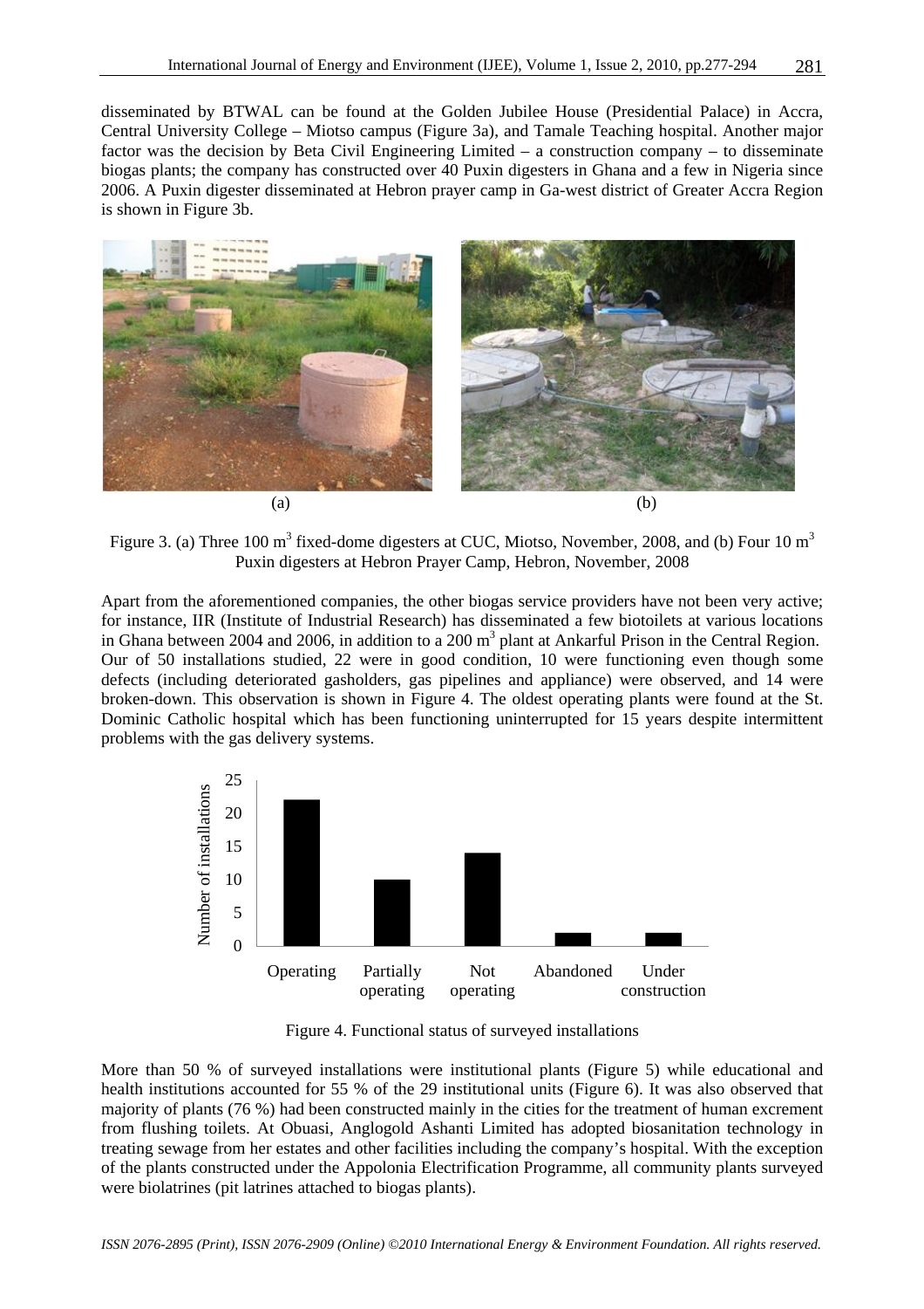disseminated by BTWAL can be found at the Golden Jubilee House (Presidential Palace) in Accra, Central University College – Miotso campus (Figure 3a), and Tamale Teaching hospital. Another major factor was the decision by Beta Civil Engineering Limited – a construction company – to disseminate biogas plants; the company has constructed over 40 Puxin digesters in Ghana and a few in Nigeria since 2006. A Puxin digester disseminated at Hebron prayer camp in Ga-west district of Greater Accra Region is shown in Figure 3b.

(a) (b)

Figure 3. (a) Three 100 $m^3$ fixed-dome digesters at CUC, Miotso, November, 2008, and (b) Four 10 $m^3$ Puxin digesters at Hebron Prayer Camp, Hebron, November, 2008

Apart from the aforementioned companies, the other biogas service providers have not been very active; for instance, IIR (Institute of Industrial Research) has disseminated a few biotoilets at various locations in Ghana between 2004 and 2006, in addition to a 200 $m^3$ plant at Ankarful Prison in the Central Region. Our of 50 installations studied, 22 were in good condition, 10 were functioning even though some defects (including deteriorated gasholders, gas pipelines and appliance) were observed, and 14 were broken-down. This observation is shown in Figure 4. The oldest operating plants were found at the St. Dominic Catholic hospital which has been functioning uninterrupted for 15 years despite intermittent problems with the gas delivery systems.

Figure 4. Functional status of surveyed installations

More than 50 % of surveyed installations were institutional plants (Figure 5) while educational and health institutions accounted for 55 % of the 29 institutional units (Figure 6). It was also observed that majority of plants (76 %) had been constructed mainly in the cities for the treatment of human excrement from flushing toilets. At Obuasi, Anglogold Ashanti Limited has adopted biosanitation technology in treating sewage from her estates and other facilities including the company's hospital. With the exception of the plants constructed under the Appolonia Electrification Programme, all community plants surveyed were biolatrines (pit latrines attached to biogas plants).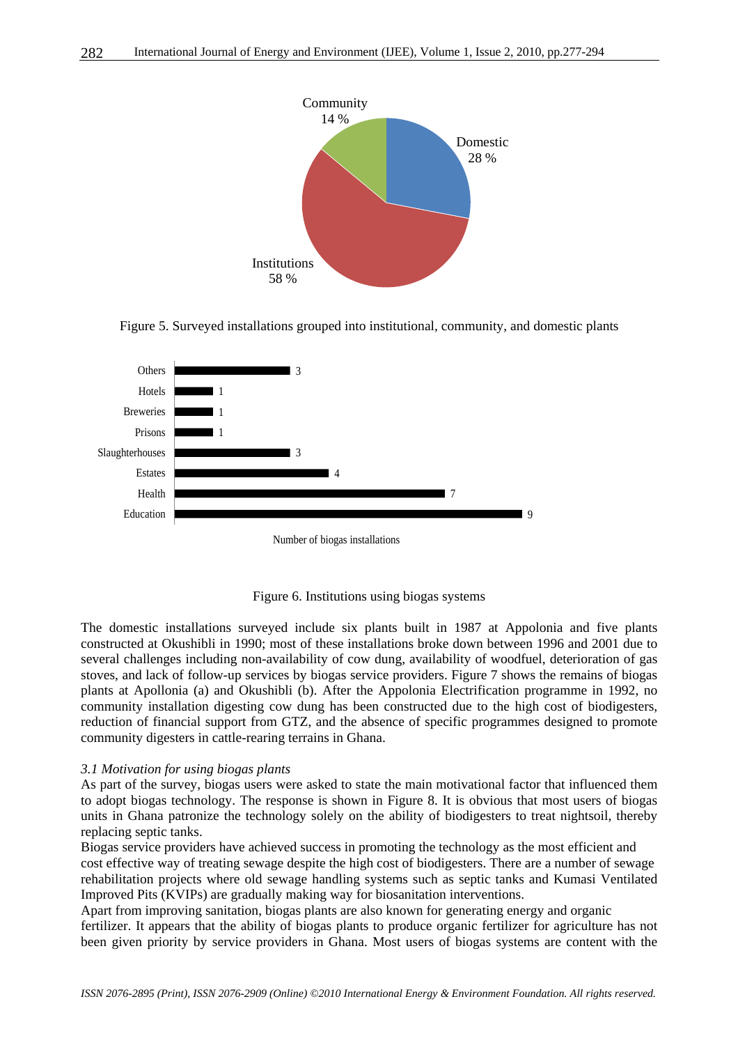Figure 5. Surveyed installations grouped into institutional, community, and domestic plants

Figure 6. Institutions using biogas systems

The domestic installations surveyed include six plants built in 1987 at Appolonia and five plants constructed at Okushibli in 1990; most of these installations broke down between 1996 and 2001 due to several challenges including non-availability of cow dung, availability of woodfuel, deterioration of gas stoves, and lack of follow-up services by biogas service providers. Figure 7 shows the remains of biogas plants at Apollonia (a) and Okushibli (b). After the Appolonia Electrification programme in 1992, no community installation digesting cow dung has been constructed due to the high cost of biodigesters, reduction of financial support from GTZ, and the absence of specific programmes designed to promote community digesters in cattle-rearing terrains in Ghana.

### *3.1 Motivation for using biogas plants*

As part of the survey, biogas users were asked to state the main motivational factor that influenced them to adopt biogas technology. The response is shown in Figure 8. It is obvious that most users of biogas units in Ghana patronize the technology solely on the ability of biodigesters to treat nightsoil, thereby replacing septic tanks.

Biogas service providers have achieved success in promoting the technology as the most efficient and cost effective way of treating sewage despite the high cost of biodigesters. There are a number of sewage rehabilitation projects where old sewage handling systems such as septic tanks and Kumasi Ventilated Improved Pits (KVIPs) are gradually making way for biosanitation interventions.

Apart from improving sanitation, biogas plants are also known for generating energy and organic fertilizer. It appears that the ability of biogas plants to produce organic fertilizer for agriculture has not been given priority by service providers in Ghana. Most users of biogas systems are content with the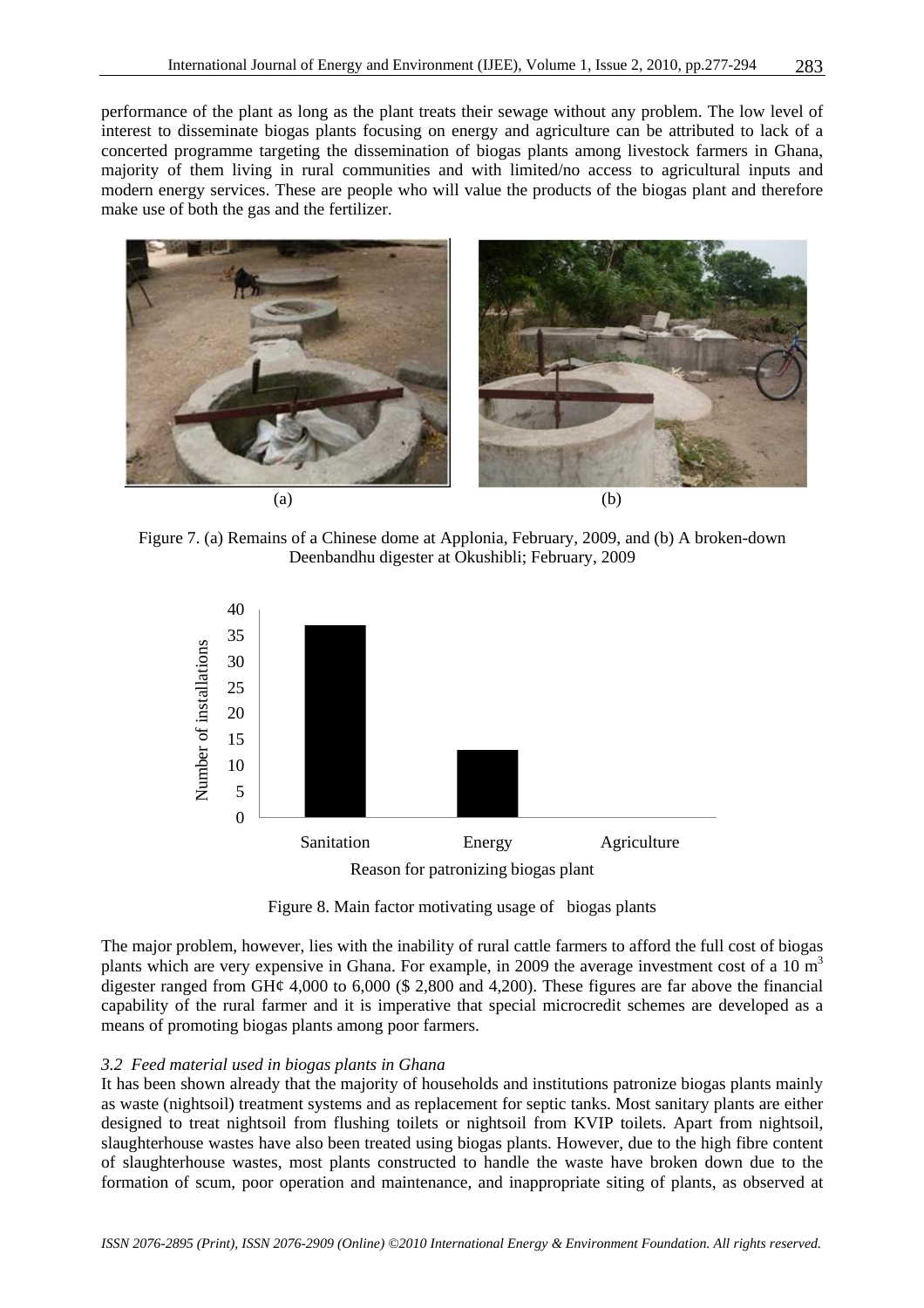performance of the plant as long as the plant treats their sewage without any problem. The low level of interest to disseminate biogas plants focusing on energy and agriculture can be attributed to lack of a concerted programme targeting the dissemination of biogas plants among livestock farmers in Ghana, majority of them living in rural communities and with limited/no access to agricultural inputs and modern energy services. These are people who will value the products of the biogas plant and therefore make use of both the gas and the fertilizer.

(a) (b)

Figure 7. (a) Remains of a Chinese dome at Applonia, February, 2009, and (b) A broken-down Deenbandhu digester at Okushibli; February, 2009

Figure 8. Main factor motivating usage of biogas plants

The major problem, however, lies with the inability of rural cattle farmers to afford the full cost of biogas plants which are very expensive in Ghana. For example, in 2009 the average investment cost of a 10 $m^3$ digester ranged from GH¢ 4,000 to 6,000 ($ 2,800 and 4,200). These figures are far above the financial capability of the rural farmer and it is imperative that special microcredit schemes are developed as a means of promoting biogas plants among poor farmers.

*3.2 Feed material used in biogas plants in Ghana*

It has been shown already that the majority of households and institutions patronize biogas plants mainly as waste (nightsoil) treatment systems and as replacement for septic tanks. Most sanitary plants are either designed to treat nightsoil from flushing toilets or nightsoil from KVIP toilets. Apart from nightsoil, slaughterhouse wastes have also been treated using biogas plants. However, due to the high fibre content of slaughterhouse wastes, most plants constructed to handle the waste have broken down due to the formation of scum, poor operation and maintenance, and inappropriate siting of plants, as observed at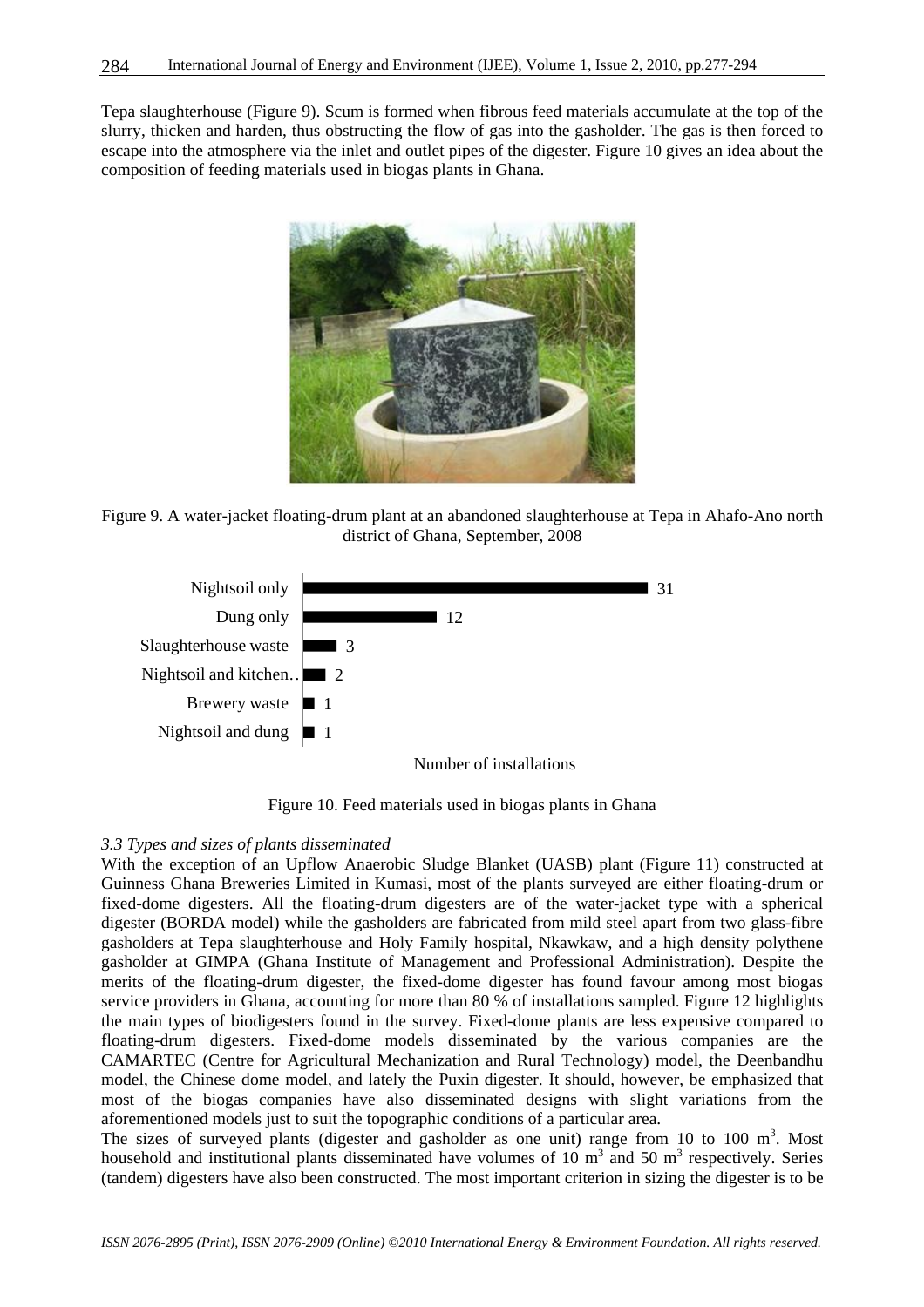Tepa slaughterhouse (Figure 9). Scum is formed when fibrous feed materials accumulate at the top of the slurry, thicken and harden, thus obstructing the flow of gas into the gasholder. The gas is then forced to escape into the atmosphere via the inlet and outlet pipes of the digester. Figure 10 gives an idea about the composition of feeding materials used in biogas plants in Ghana.

Figure 9. A water-jacket floating-drum plant at an abandoned slaughterhouse at Tepa in Ahafo-Ano north district of Ghana, September, 2008

| Feed material | Number of installations |
|---|---|
| Nightsoil only | 31 |
| Dung only | 12 |
| Slaughterhouse waste | 3 |
| Nightsoil and kitchen… | 2 |
| Brewery waste | 1 |
| Nightsoil and dung | 1 |

Figure 10. Feed materials used in biogas plants in Ghana

*3.3 Types and sizes of plants disseminated*

With the exception of an Upflow Anaerobic Sludge Blanket (UASB) plant (Figure 11) constructed at Guinness Ghana Breweries Limited in Kumasi, most of the plants surveyed are either floating-drum or fixed-dome digesters. All the floating-drum digesters are of the water-jacket type with a spherical digester (BORDA model) while the gasholders are fabricated from mild steel apart from two glass-fibre gasholders at Tepa slaughterhouse and Holy Family hospital, Nkawkaw, and a high density polythene gasholder at GIMPA (Ghana Institute of Management and Professional Administration). Despite the merits of the floating-drum digester, the fixed-dome digester has found favour among most biogas service providers in Ghana, accounting for more than 80 % of installations sampled. Figure 12 highlights the main types of biodigesters found in the survey. Fixed-dome plants are less expensive compared to floating-drum digesters. Fixed-dome models disseminated by the various companies are the CAMARTEC (Centre for Agricultural Mechanization and Rural Technology) model, the Deenbandhu model, the Chinese dome model, and lately the Puxin digester. It should, however, be emphasized that most of the biogas companies have also disseminated designs with slight variations from the aforementioned models just to suit the topographic conditions of a particular area.

The sizes of surveyed plants (digester and gasholder as one unit) range from 10 to 100 $m^3$. Most household and institutional plants disseminated have volumes of 10 $m^3$ and 50 $m^3$ respectively. Series (tandem) digesters have also been constructed. The most important criterion in sizing the digester is to be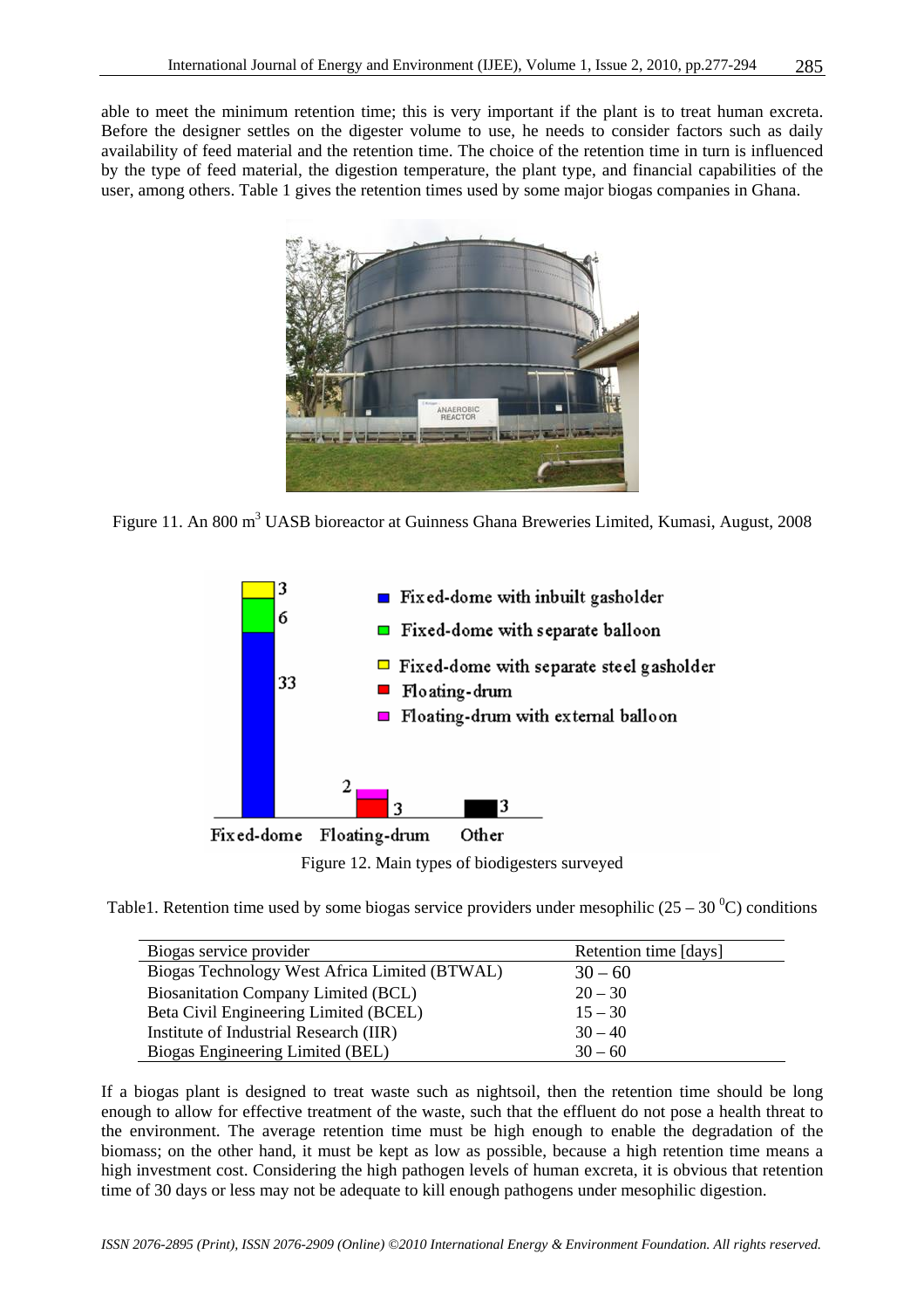able to meet the minimum retention time; this is very important if the plant is to treat human excreta. Before the designer settles on the digester volume to use, he needs to consider factors such as daily availability of feed material and the retention time. The choice of the retention time in turn is influenced by the type of feed material, the digestion temperature, the plant type, and financial capabilities of the user, among others. Table 1 gives the retention times used by some major biogas companies in Ghana.

Figure 11. An 800 m$^3$ UASB bioreactor at Guinness Ghana Breweries Limited, Kumasi, August, 2008

Figure 12. Main types of biodigesters surveyed

Table1. Retention time used by some biogas service providers under mesophilic (25 – 30 $^0$C) conditions

| Biogas service provider | Retention time [days] |
|---|---|
| Biogas Technology West Africa Limited (BTWAL) | 30 – 60 |
| Biosanitation Company Limited (BCL) | 20 – 30 |
| Beta Civil Engineering Limited (BCEL) | 15 – 30 |
| Institute of Industrial Research (IIR) | 30 – 40 |
| Biogas Engineering Limited (BEL) | 30 – 60 |

If a biogas plant is designed to treat waste such as nightsoil, then the retention time should be long enough to allow for effective treatment of the waste, such that the effluent do not pose a health threat to the environment. The average retention time must be high enough to enable the degradation of the biomass; on the other hand, it must be kept as low as possible, because a high retention time means a high investment cost. Considering the high pathogen levels of human excreta, it is obvious that retention time of 30 days or less may not be adequate to kill enough pathogens under mesophilic digestion.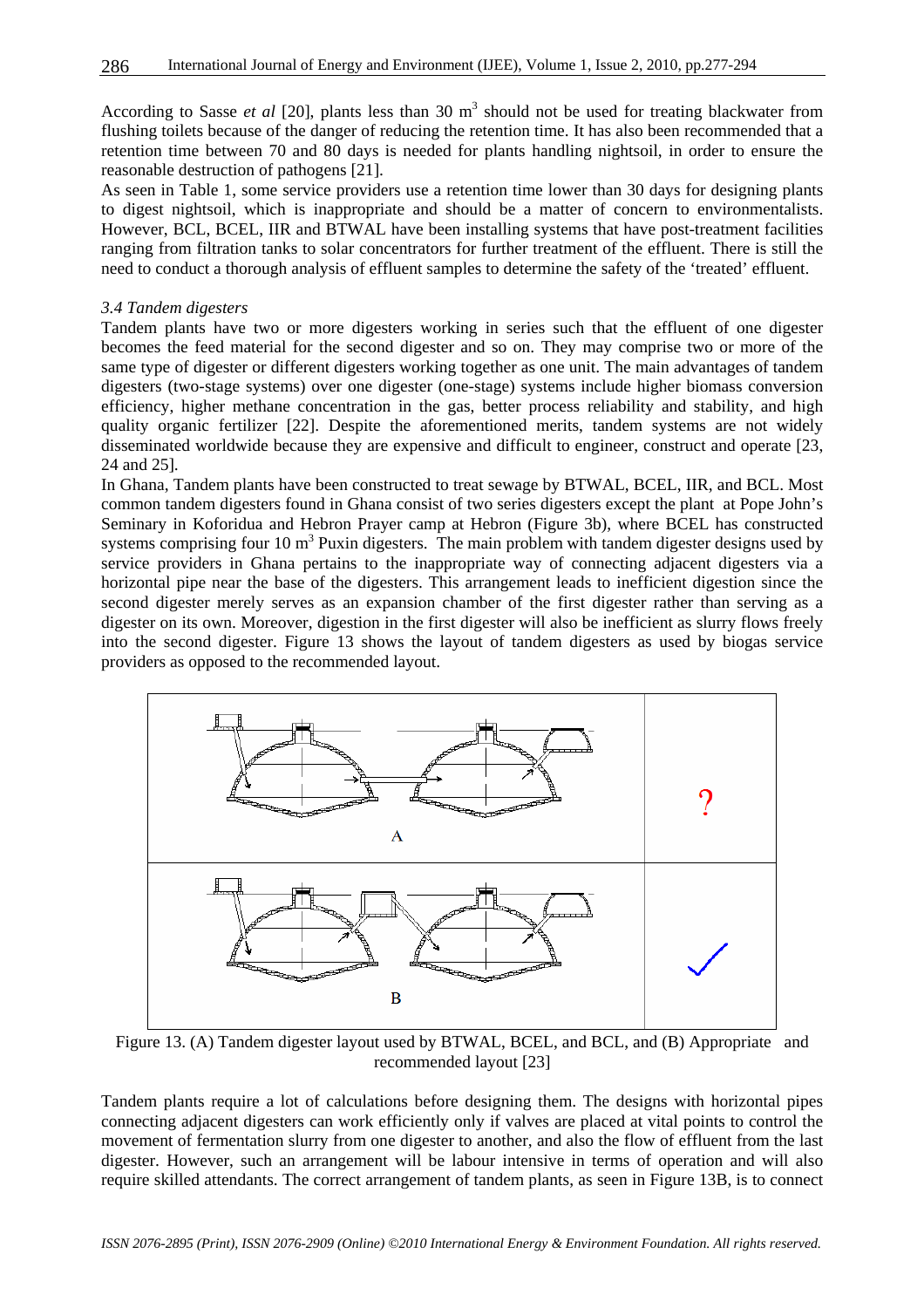According to Sasse *et al* [20], plants less than 30 $m^3$ should not be used for treating blackwater from flushing toilets because of the danger of reducing the retention time. It has also been recommended that a retention time between 70 and 80 days is needed for plants handling nightsoil, in order to ensure the reasonable destruction of pathogens [21].

As seen in Table 1, some service providers use a retention time lower than 30 days for designing plants to digest nightsoil, which is inappropriate and should be a matter of concern to environmentalists. However, BCL, BCEL, IIR and BTWAL have been installing systems that have post-treatment facilities ranging from filtration tanks to solar concentrators for further treatment of the effluent. There is still the need to conduct a thorough analysis of effluent samples to determine the safety of the 'treated' effluent.

*3.4 Tandem digesters*

Tandem plants have two or more digesters working in series such that the effluent of one digester becomes the feed material for the second digester and so on. They may comprise two or more of the same type of digester or different digesters working together as one unit. The main advantages of tandem digesters (two-stage systems) over one digester (one-stage) systems include higher biomass conversion efficiency, higher methane concentration in the gas, better process reliability and stability, and high quality organic fertilizer [22]. Despite the aforementioned merits, tandem systems are not widely disseminated worldwide because they are expensive and difficult to engineer, construct and operate [23, 24 and 25].

In Ghana, Tandem plants have been constructed to treat sewage by BTWAL, BCEL, IIR, and BCL. Most common tandem digesters found in Ghana consist of two series digesters except the plant at Pope John's Seminary in Koforidua and Hebron Prayer camp at Hebron (Figure 3b), where BCEL has constructed systems comprising four 10 $m^3$ Puxin digesters. The main problem with tandem digester designs used by service providers in Ghana pertains to the inappropriate way of connecting adjacent digesters via a horizontal pipe near the base of the digesters. This arrangement leads to inefficient digestion since the second digester merely serves as an expansion chamber of the first digester rather than serving as a digester on its own. Moreover, digestion in the first digester will also be inefficient as slurry flows freely into the second digester. Figure 13 shows the layout of tandem digesters as used by biogas service providers as opposed to the recommended layout.

Figure 13. (A) Tandem digester layout used by BTWAL, BCEL, and BCL, and (B) Appropriate and recommended layout [23]

Tandem plants require a lot of calculations before designing them. The designs with horizontal pipes connecting adjacent digesters can work efficiently only if valves are placed at vital points to control the movement of fermentation slurry from one digester to another, and also the flow of effluent from the last digester. However, such an arrangement will be labour intensive in terms of operation and will also require skilled attendants. The correct arrangement of tandem plants, as seen in Figure 13B, is to connect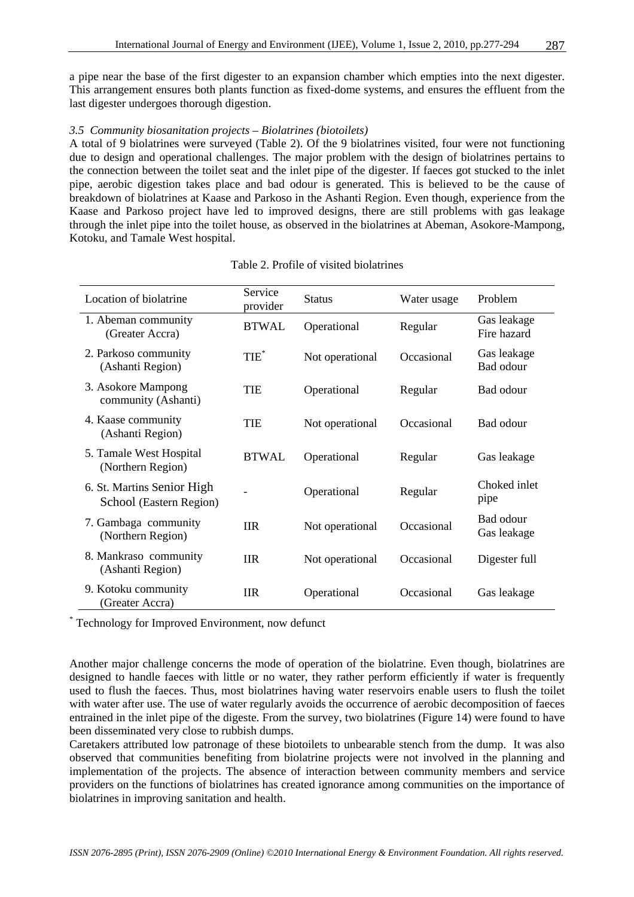a pipe near the base of the first digester to an expansion chamber which empties into the next digester. This arrangement ensures both plants function as fixed-dome systems, and ensures the effluent from the last digester undergoes thorough digestion.

### *3.5 Community biosanitation projects – Biolatrines (biotoilets)*

A total of 9 biolatrines were surveyed (Table 2). Of the 9 biolatrines visited, four were not functioning due to design and operational challenges. The major problem with the design of biolatrines pertains to the connection between the toilet seat and the inlet pipe of the digester. If faeces got stucked to the inlet pipe, aerobic digestion takes place and bad odour is generated. This is believed to be the cause of breakdown of biolatrines at Kaase and Parkoso in the Ashanti Region. Even though, experience from the Kaase and Parkoso project have led to improved designs, there are still problems with gas leakage through the inlet pipe into the toilet house, as observed in the biolatrines at Abeman, Asokore-Mampong, Kotoku, and Tamale West hospital.

Table 2. Profile of visited biolatrines

| Location of biolatrine | Service provider | Status | Water usage | Problem |
|---|---|---|---|---|
| 1. Abeman community (Greater Accra) | BTWAL | Operational | Regular | Gas leakage Fire hazard |
| 2. Parkoso community (Ashanti Region) | TIE* | Not operational | Occasional | Gas leakage Bad odour |
| 3. Asokore Mampong community (Ashanti) | TIE | Operational | Regular | Bad odour |
| 4. Kaase community (Ashanti Region) | TIE | Not operational | Occasional | Bad odour |
| 5. Tamale West Hospital (Northern Region) | BTWAL | Operational | Regular | Gas leakage |
| 6. St. Martins Senior High School (Eastern Region) | - | Operational | Regular | Choked inlet pipe |
| 7. Gambaga community (Northern Region) | IIR | Not operational | Occasional | Bad odour Gas leakage |
| 8. Mankraso community (Ashanti Region) | IIR | Not operational | Occasional | Digester full |
| 9. Kotoku community (Greater Accra) | IIR | Operational | Occasional | Gas leakage |

\* Technology for Improved Environment, now defunct

Another major challenge concerns the mode of operation of the biolatrine. Even though, biolatrines are designed to handle faeces with little or no water, they rather perform efficiently if water is frequently used to flush the faeces. Thus, most biolatrines having water reservoirs enable users to flush the toilet with water after use. The use of water regularly avoids the occurrence of aerobic decomposition of faeces entrained in the inlet pipe of the digeste. From the survey, two biolatrines (Figure 14) were found to have been disseminated very close to rubbish dumps.

Caretakers attributed low patronage of these biotoilets to unbearable stench from the dump. It was also observed that communities benefiting from biolatrine projects were not involved in the planning and implementation of the projects. The absence of interaction between community members and service providers on the functions of biolatrines has created ignorance among communities on the importance of biolatrines in improving sanitation and health.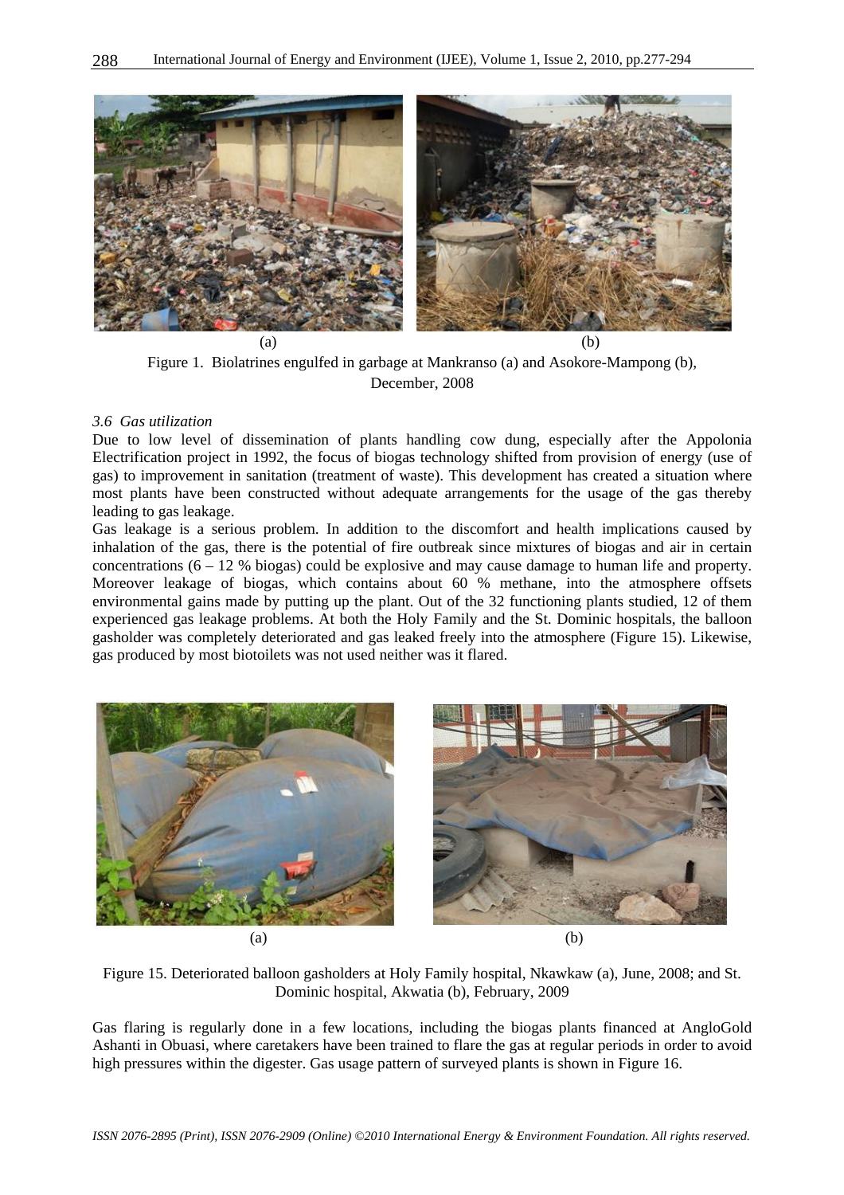(a) (b)

Figure 1. Biolatrines engulfed in garbage at Mankranso (a) and Asokore-Mampong (b), December, 2008

### *3.6 Gas utilization*

Due to low level of dissemination of plants handling cow dung, especially after the Appolonia Electrification project in 1992, the focus of biogas technology shifted from provision of energy (use of gas) to improvement in sanitation (treatment of waste). This development has created a situation where most plants have been constructed without adequate arrangements for the usage of the gas thereby leading to gas leakage.

Gas leakage is a serious problem. In addition to the discomfort and health implications caused by inhalation of the gas, there is the potential of fire outbreak since mixtures of biogas and air in certain concentrations (6 – 12 % biogas) could be explosive and may cause damage to human life and property. Moreover leakage of biogas, which contains about 60 % methane, into the atmosphere offsets environmental gains made by putting up the plant. Out of the 32 functioning plants studied, 12 of them experienced gas leakage problems. At both the Holy Family and the St. Dominic hospitals, the balloon gasholder was completely deteriorated and gas leaked freely into the atmosphere (Figure 15). Likewise, gas produced by most biotoilets was not used neither was it flared.

(a) (b)

Figure 15. Deteriorated balloon gasholders at Holy Family hospital, Nkawkaw (a), June, 2008; and St. Dominic hospital, Akwatia (b), February, 2009

Gas flaring is regularly done in a few locations, including the biogas plants financed at AngloGold Ashanti in Obuasi, where caretakers have been trained to flare the gas at regular periods in order to avoid high pressures within the digester. Gas usage pattern of surveyed plants is shown in Figure 16.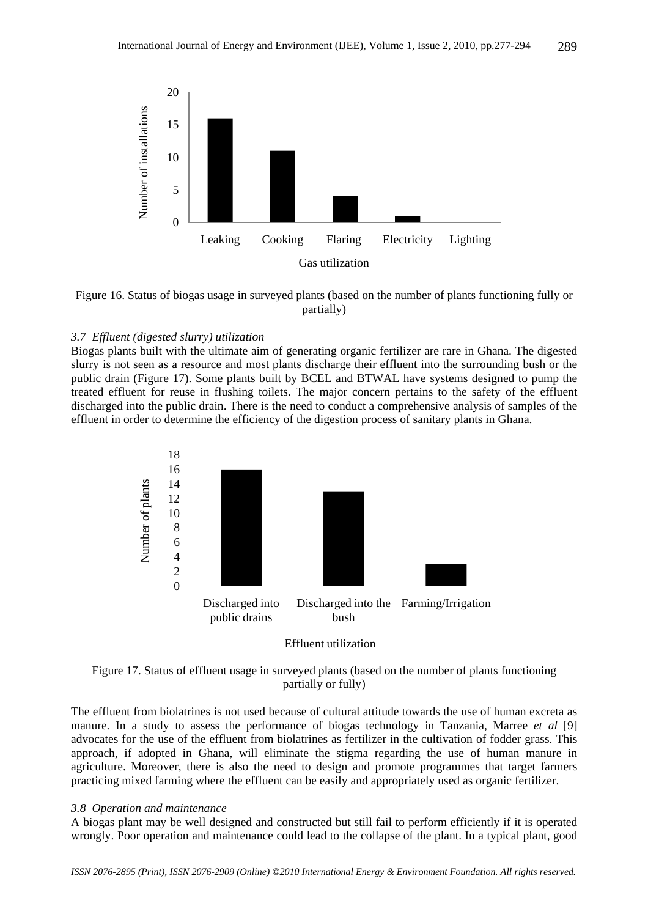Figure 16. Status of biogas usage in surveyed plants (based on the number of plants functioning fully or partially)

### 3.7 Effluent (digested slurry) utilization

Biogas plants built with the ultimate aim of generating organic fertilizer are rare in Ghana. The digested slurry is not seen as a resource and most plants discharge their effluent into the surrounding bush or the public drain (Figure 17). Some plants built by BCEL and BTWAL have systems designed to pump the treated effluent for reuse in flushing toilets. The major concern pertains to the safety of the effluent discharged into the public drain. There is the need to conduct a comprehensive analysis of samples of the effluent in order to determine the efficiency of the digestion process of sanitary plants in Ghana.

Figure 17. Status of effluent usage in surveyed plants (based on the number of plants functioning partially or fully)

The effluent from biolatrines is not used because of cultural attitude towards the use of human excreta as manure. In a study to assess the performance of biogas technology in Tanzania, Marree *et al* [9] advocates for the use of the effluent from biolatrines as fertilizer in the cultivation of fodder grass. This approach, if adopted in Ghana, will eliminate the stigma regarding the use of human manure in agriculture. Moreover, there is also the need to design and promote programmes that target farmers practicing mixed farming where the effluent can be easily and appropriately used as organic fertilizer.

### 3.8 Operation and maintenance

A biogas plant may be well designed and constructed but still fail to perform efficiently if it is operated wrongly. Poor operation and maintenance could lead to the collapse of the plant. In a typical plant, good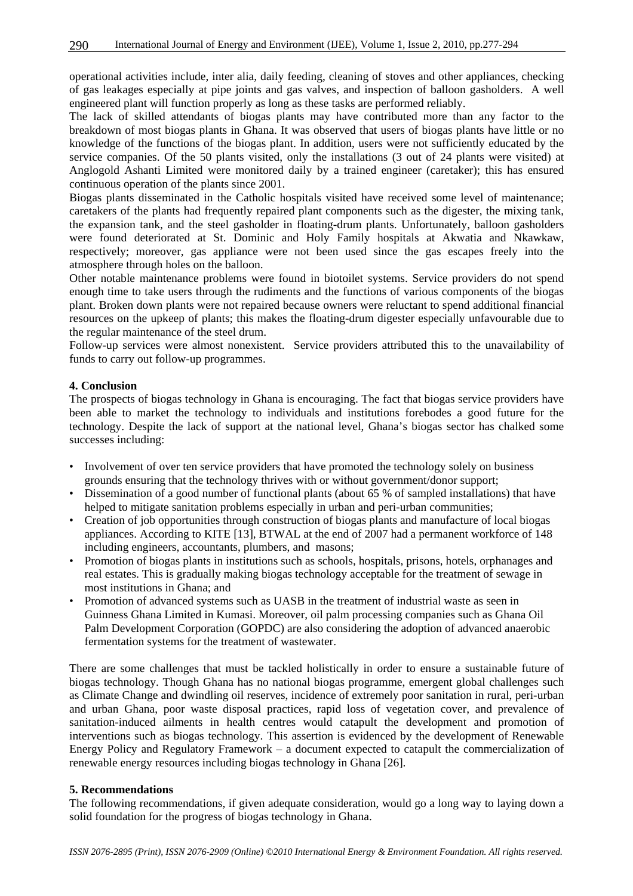operational activities include, inter alia, daily feeding, cleaning of stoves and other appliances, checking of gas leakages especially at pipe joints and gas valves, and inspection of balloon gasholders. A well engineered plant will function properly as long as these tasks are performed reliably.

The lack of skilled attendants of biogas plants may have contributed more than any factor to the breakdown of most biogas plants in Ghana. It was observed that users of biogas plants have little or no knowledge of the functions of the biogas plant. In addition, users were not sufficiently educated by the service companies. Of the 50 plants visited, only the installations (3 out of 24 plants were visited) at Anglogold Ashanti Limited were monitored daily by a trained engineer (caretaker); this has ensured continuous operation of the plants since 2001.

Biogas plants disseminated in the Catholic hospitals visited have received some level of maintenance; caretakers of the plants had frequently repaired plant components such as the digester, the mixing tank, the expansion tank, and the steel gasholder in floating-drum plants. Unfortunately, balloon gasholders were found deteriorated at St. Dominic and Holy Family hospitals at Akwatia and Nkawkaw, respectively; moreover, gas appliance were not been used since the gas escapes freely into the atmosphere through holes on the balloon.

Other notable maintenance problems were found in biotoilet systems. Service providers do not spend enough time to take users through the rudiments and the functions of various components of the biogas plant. Broken down plants were not repaired because owners were reluctant to spend additional financial resources on the upkeep of plants; this makes the floating-drum digester especially unfavourable due to the regular maintenance of the steel drum.

Follow-up services were almost nonexistent. Service providers attributed this to the unavailability of funds to carry out follow-up programmes.

## 4. Conclusion

The prospects of biogas technology in Ghana is encouraging. The fact that biogas service providers have been able to market the technology to individuals and institutions forebodes a good future for the technology. Despite the lack of support at the national level, Ghana's biogas sector has chalked some successes including:

- Involvement of over ten service providers that have promoted the technology solely on business grounds ensuring that the technology thrives with or without government/donor support;
- Dissemination of a good number of functional plants (about 65 % of sampled installations) that have helped to mitigate sanitation problems especially in urban and peri-urban communities;
- Creation of job opportunities through construction of biogas plants and manufacture of local biogas appliances. According to KITE [13], BTWAL at the end of 2007 had a permanent workforce of 148 including engineers, accountants, plumbers, and masons;
- Promotion of biogas plants in institutions such as schools, hospitals, prisons, hotels, orphanages and real estates. This is gradually making biogas technology acceptable for the treatment of sewage in most institutions in Ghana; and
- Promotion of advanced systems such as UASB in the treatment of industrial waste as seen in Guinness Ghana Limited in Kumasi. Moreover, oil palm processing companies such as Ghana Oil Palm Development Corporation (GOPDC) are also considering the adoption of advanced anaerobic fermentation systems for the treatment of wastewater.

There are some challenges that must be tackled holistically in order to ensure a sustainable future of biogas technology. Though Ghana has no national biogas programme, emergent global challenges such as Climate Change and dwindling oil reserves, incidence of extremely poor sanitation in rural, peri-urban and urban Ghana, poor waste disposal practices, rapid loss of vegetation cover, and prevalence of sanitation-induced ailments in health centres would catapult the development and promotion of interventions such as biogas technology. This assertion is evidenced by the development of Renewable Energy Policy and Regulatory Framework – a document expected to catapult the commercialization of renewable energy resources including biogas technology in Ghana [26].

## 5. Recommendations

The following recommendations, if given adequate consideration, would go a long way to laying down a solid foundation for the progress of biogas technology in Ghana.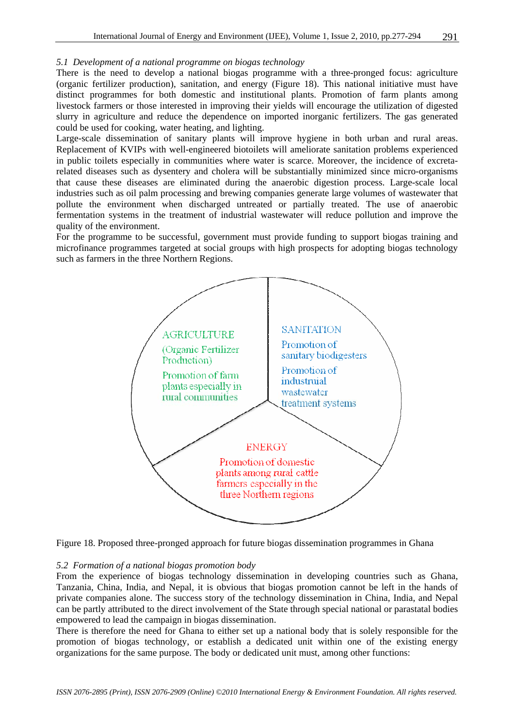*5.1 Development of a national programme on biogas technology*

There is the need to develop a national biogas programme with a three-pronged focus: agriculture (organic fertilizer production), sanitation, and energy (Figure 18). This national initiative must have distinct programmes for both domestic and institutional plants. Promotion of farm plants among livestock farmers or those interested in improving their yields will encourage the utilization of digested slurry in agriculture and reduce the dependence on imported inorganic fertilizers. The gas generated could be used for cooking, water heating, and lighting.

Large-scale dissemination of sanitary plants will improve hygiene in both urban and rural areas. Replacement of KVIPs with well-engineered biotoilets will ameliorate sanitation problems experienced in public toilets especially in communities where water is scarce. Moreover, the incidence of excreta-related diseases such as dysentery and cholera will be substantially minimized since micro-organisms that cause these diseases are eliminated during the anaerobic digestion process. Large-scale local industries such as oil palm processing and brewing companies generate large volumes of wastewater that pollute the environment when discharged untreated or partially treated. The use of anaerobic fermentation systems in the treatment of industrial wastewater will reduce pollution and improve the quality of the environment.

For the programme to be successful, government must provide funding to support biogas training and microfinance programmes targeted at social groups with high prospects for adopting biogas technology such as farmers in the three Northern Regions.

AGRICULTURE (Organic Fertilizer Production) — Promotion of farm plants especially in rural communities

SANITATION — Promotion of sanitary biodigesters; Promotion of industrial wastewater treatment systems

ENERGY — Promotion of domestic plants among rural cattle farmers especially in the three Northern regions

Figure 18. Proposed three-pronged approach for future biogas dissemination programmes in Ghana

*5.2 Formation of a national biogas promotion body*

From the experience of biogas technology dissemination in developing countries such as Ghana, Tanzania, China, India, and Nepal, it is obvious that biogas promotion cannot be left in the hands of private companies alone. The success story of the technology dissemination in China, India, and Nepal can be partly attributed to the direct involvement of the State through special national or parastatal bodies empowered to lead the campaign in biogas dissemination.

There is therefore the need for Ghana to either set up a national body that is solely responsible for the promotion of biogas technology, or establish a dedicated unit within one of the existing energy organizations for the same purpose. The body or dedicated unit must, among other functions: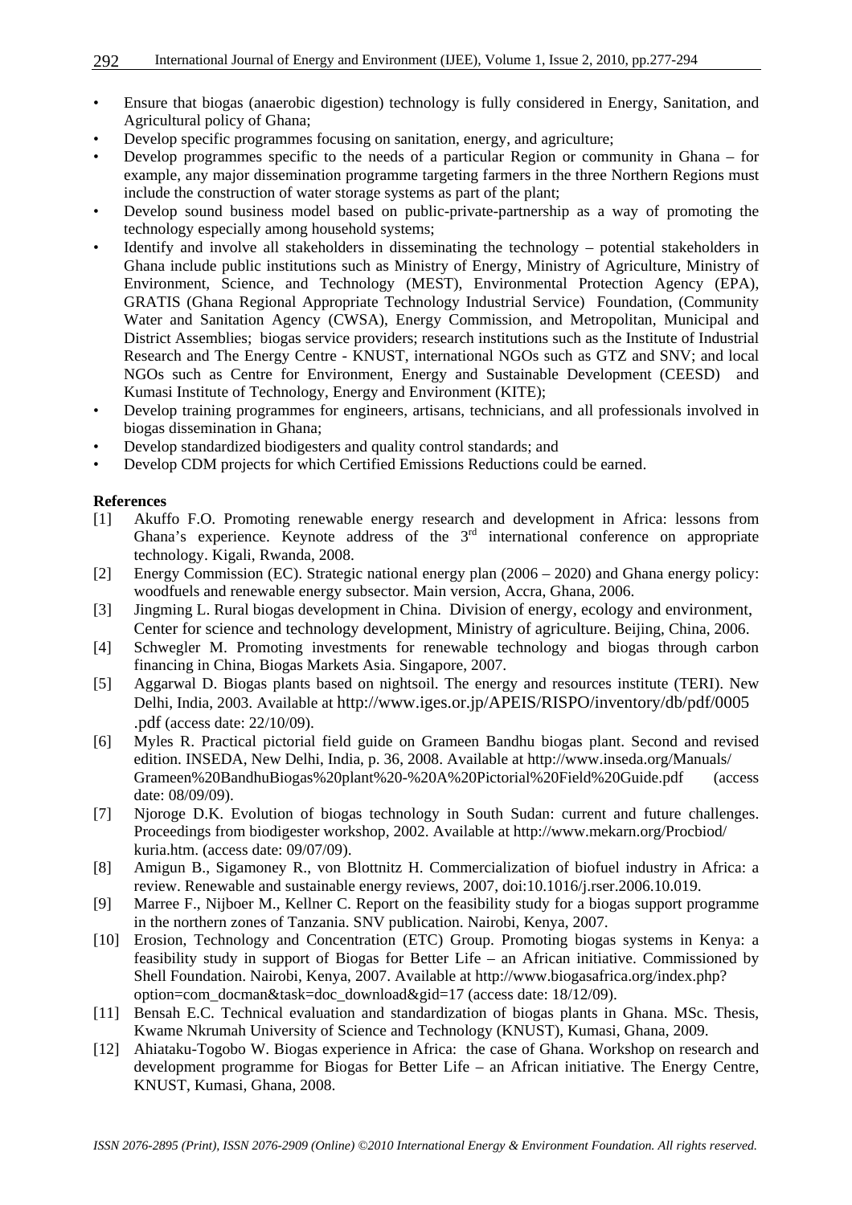- Ensure that biogas (anaerobic digestion) technology is fully considered in Energy, Sanitation, and Agricultural policy of Ghana;
- Develop specific programmes focusing on sanitation, energy, and agriculture;
- Develop programmes specific to the needs of a particular Region or community in Ghana – for example, any major dissemination programme targeting farmers in the three Northern Regions must include the construction of water storage systems as part of the plant;
- Develop sound business model based on public-private-partnership as a way of promoting the technology especially among household systems;
- Identify and involve all stakeholders in disseminating the technology – potential stakeholders in Ghana include public institutions such as Ministry of Energy, Ministry of Agriculture, Ministry of Environment, Science, and Technology (MEST), Environmental Protection Agency (EPA), GRATIS (Ghana Regional Appropriate Technology Industrial Service) Foundation, (Community Water and Sanitation Agency (CWSA), Energy Commission, and Metropolitan, Municipal and District Assemblies; biogas service providers; research institutions such as the Institute of Industrial Research and The Energy Centre - KNUST, international NGOs such as GTZ and SNV; and local NGOs such as Centre for Environment, Energy and Sustainable Development (CEESD) and Kumasi Institute of Technology, Energy and Environment (KITE);
- Develop training programmes for engineers, artisans, technicians, and all professionals involved in biogas dissemination in Ghana;
- Develop standardized biodigesters and quality control standards; and
- Develop CDM projects for which Certified Emissions Reductions could be earned.

**References**

[1] Akuffo F.O. Promoting renewable energy research and development in Africa: lessons from Ghana's experience. Keynote address of the 3rd international conference on appropriate technology. Kigali, Rwanda, 2008.

[2] Energy Commission (EC). Strategic national energy plan (2006 – 2020) and Ghana energy policy: woodfuels and renewable energy subsector. Main version, Accra, Ghana, 2006.

[3] Jingming L. Rural biogas development in China. Division of energy, ecology and environment, Center for science and technology development, Ministry of agriculture. Beijing, China, 2006.

[4] Schwegler M. Promoting investments for renewable technology and biogas through carbon financing in China, Biogas Markets Asia. Singapore, 2007.

[5] Aggarwal D. Biogas plants based on nightsoil. The energy and resources institute (TERI). New Delhi, India, 2003. Available at http://www.iges.or.jp/APEIS/RISPO/inventory/db/pdf/0005.pdf (access date: 22/10/09).

[6] Myles R. Practical pictorial field guide on Grameen Bandhu biogas plant. Second and revised edition. INSEDA, New Delhi, India, p. 36, 2008. Available at http://www.inseda.org/Manuals/Grameen%20BandhuBiogas%20plant%20-%20A%20Pictorial%20Field%20Guide.pdf (access date: 08/09/09).

[7] Njoroge D.K. Evolution of biogas technology in South Sudan: current and future challenges. Proceedings from biodigester workshop, 2002. Available at http://www.mekarn.org/Procbiod/kuria.htm. (access date: 09/07/09).

[8] Amigun B., Sigamoney R., von Blottnitz H. Commercialization of biofuel industry in Africa: a review. Renewable and sustainable energy reviews, 2007, doi:10.1016/j.rser.2006.10.019.

[9] Marree F., Nijboer M., Kellner C. Report on the feasibility study for a biogas support programme in the northern zones of Tanzania. SNV publication. Nairobi, Kenya, 2007.

[10] Erosion, Technology and Concentration (ETC) Group. Promoting biogas systems in Kenya: a feasibility study in support of Biogas for Better Life – an African initiative. Commissioned by Shell Foundation. Nairobi, Kenya, 2007. Available at http://www.biogasafrica.org/index.php?option=com_docman&task=doc_download&gid=17 (access date: 18/12/09).

[11] Bensah E.C. Technical evaluation and standardization of biogas plants in Ghana. MSc. Thesis, Kwame Nkrumah University of Science and Technology (KNUST), Kumasi, Ghana, 2009.

[12] Ahiataku-Togobo W. Biogas experience in Africa: the case of Ghana. Workshop on research and development programme for Biogas for Better Life – an African initiative. The Energy Centre, KNUST, Kumasi, Ghana, 2008.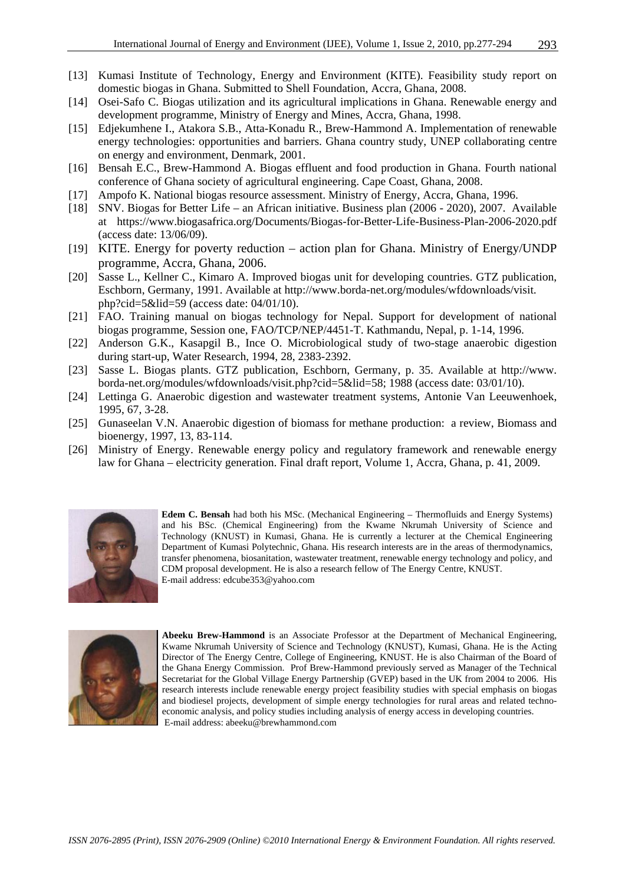[13] Kumasi Institute of Technology, Energy and Environment (KITE). Feasibility study report on domestic biogas in Ghana. Submitted to Shell Foundation, Accra, Ghana, 2008.

[14] Osei-Safo C. Biogas utilization and its agricultural implications in Ghana. Renewable energy and development programme, Ministry of Energy and Mines, Accra, Ghana, 1998.

[15] Edjekumhene I., Atakora S.B., Atta-Konadu R., Brew-Hammond A. Implementation of renewable energy technologies: opportunities and barriers. Ghana country study, UNEP collaborating centre on energy and environment, Denmark, 2001.

[16] Bensah E.C., Brew-Hammond A. Biogas effluent and food production in Ghana. Fourth national conference of Ghana society of agricultural engineering. Cape Coast, Ghana, 2008.

[17] Ampofo K. National biogas resource assessment. Ministry of Energy, Accra, Ghana, 1996.

[18] SNV. Biogas for Better Life – an African initiative. Business plan (2006 - 2020), 2007. Available at https://www.biogasafrica.org/Documents/Biogas-for-Better-Life-Business-Plan-2006-2020.pdf (access date: 13/06/09).

[19] KITE. Energy for poverty reduction – action plan for Ghana. Ministry of Energy/UNDP programme, Accra, Ghana, 2006.

[20] Sasse L., Kellner C., Kimaro A. Improved biogas unit for developing countries. GTZ publication, Eschborn, Germany, 1991. Available at http://www.borda-net.org/modules/wfdownloads/visit.php?cid=5&lid=59 (access date: 04/01/10).

[21] FAO. Training manual on biogas technology for Nepal. Support for development of national biogas programme, Session one, FAO/TCP/NEP/4451-T. Kathmandu, Nepal, p. 1-14, 1996.

[22] Anderson G.K., Kasapgil B., Ince O. Microbiological study of two-stage anaerobic digestion during start-up, Water Research, 1994, 28, 2383-2392.

[23] Sasse L. Biogas plants. GTZ publication, Eschborn, Germany, p. 35. Available at http://www.borda-net.org/modules/wfdownloads/visit.php?cid=5&lid=58; 1988 (access date: 03/01/10).

[24] Lettinga G. Anaerobic digestion and wastewater treatment systems, Antonie Van Leeuwenhoek, 1995, 67, 3-28.

[25] Gunaseelan V.N. Anaerobic digestion of biomass for methane production: a review, Biomass and bioenergy, 1997, 13, 83-114.

[26] Ministry of Energy. Renewable energy policy and regulatory framework and renewable energy law for Ghana – electricity generation. Final draft report, Volume 1, Accra, Ghana, p. 41, 2009.

**Edem C. Bensah** had both his MSc. (Mechanical Engineering – Thermofluids and Energy Systems) and his BSc. (Chemical Engineering) from the Kwame Nkrumah University of Science and Technology (KNUST) in Kumasi, Ghana. He is currently a lecturer at the Chemical Engineering Department of Kumasi Polytechnic, Ghana. His research interests are in the areas of thermodynamics, transfer phenomena, biosanitation, wastewater treatment, renewable energy technology and policy, and CDM proposal development. He is also a research fellow of The Energy Centre, KNUST.
E-mail address: edcube353@yahoo.com

**Abeeku Brew-Hammond** is an Associate Professor at the Department of Mechanical Engineering, Kwame Nkrumah University of Science and Technology (KNUST), Kumasi, Ghana. He is the Acting Director of The Energy Centre, College of Engineering, KNUST. He is also Chairman of the Board of the Ghana Energy Commission. Prof Brew-Hammond previously served as Manager of the Technical Secretariat for the Global Village Energy Partnership (GVEP) based in the UK from 2004 to 2006. His research interests include renewable energy project feasibility studies with special emphasis on biogas and biodiesel projects, development of simple energy technologies for rural areas and related techno-economic analysis, and policy studies including analysis of energy access in developing countries.
E-mail address: abeeku@brewhammond.com